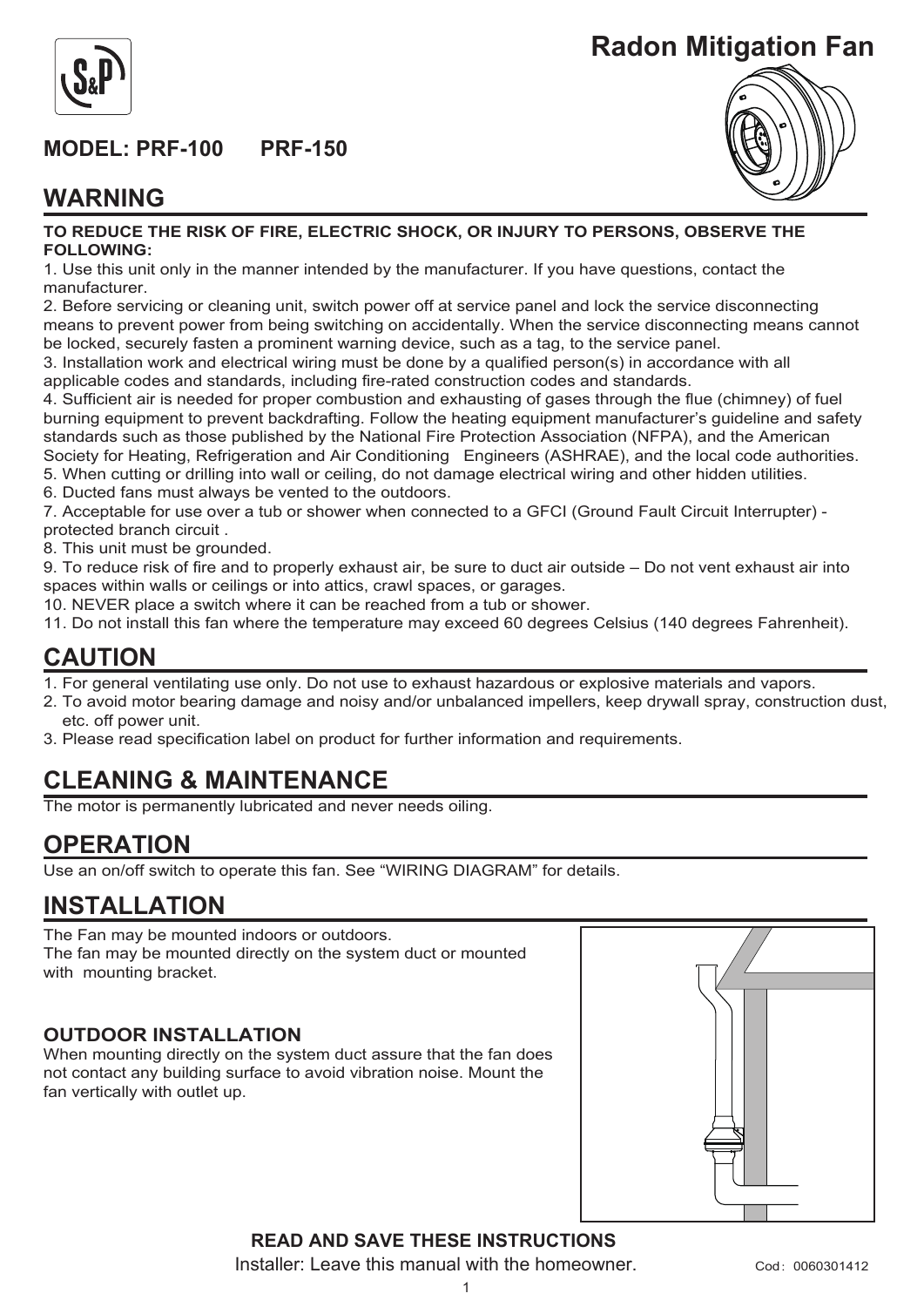# Radon Mitigation Fan

**MODEL: PRF-100 PRF-150**

## WARNING

**TO REDUCE THE RISK OF FIRE, ELECTRIC SHOCK, OR INJURY TO PERSONS, OBSERVE THE FOLLOWING:**

1. Use this unit only in the manner intended by the manufacturer. If you have questions, contact the manufacturer.
2. Before servicing or cleaning unit, switch power off at service panel and lock the service disconnecting means to prevent power from being switching on accidentally. When the service disconnecting means cannot be locked, securely fasten a prominent warning device, such as a tag, to the service panel.
3. Installation work and electrical wiring must be done by a qualified person(s) in accordance with all applicable codes and standards, including fire-rated construction codes and standards.
4. Sufficient air is needed for proper combustion and exhausting of gases through the flue (chimney) of fuel burning equipment to prevent backdrafting. Follow the heating equipment manufacturer's guideline and safety standards such as those published by the National Fire Protection Association (NFPA), and the American Society for Heating, Refrigeration and Air Conditioning Engineers (ASHRAE), and the local code authorities.
5. When cutting or drilling into wall or ceiling, do not damage electrical wiring and other hidden utilities.
6. Ducted fans must always be vented to the outdoors.
7. Acceptable for use over a tub or shower when connected to a GFCI (Ground Fault Circuit Interrupter) - protected branch circuit .
8. This unit must be grounded.
9. To reduce risk of fire and to properly exhaust air, be sure to duct air outside – Do not vent exhaust air into spaces within walls or ceilings or into attics, crawl spaces, or garages.
10. NEVER place a switch where it can be reached from a tub or shower.
11. Do not install this fan where the temperature may exceed 60 degrees Celsius (140 degrees Fahrenheit).

## CAUTION

1. For general ventilating use only. Do not use to exhaust hazardous or explosive materials and vapors.
2. To avoid motor bearing damage and noisy and/or unbalanced impellers, keep drywall spray, construction dust, etc. off power unit.
3. Please read specification label on product for further information and requirements.

## CLEANING & MAINTENANCE

The motor is permanently lubricated and never needs oiling.

## OPERATION

Use an on/off switch to operate this fan. See "WIRING DIAGRAM" for details.

## INSTALLATION

The Fan may be mounted indoors or outdoors.
The fan may be mounted directly on the system duct or mounted with mounting bracket.

### OUTDOOR INSTALLATION

When mounting directly on the system duct assure that the fan does not contact any building surface to avoid vibration noise. Mount the fan vertically with outlet up.

**READ AND SAVE THESE INSTRUCTIONS**

Installer: Leave this manual with the homeowner.

Cod：0060301412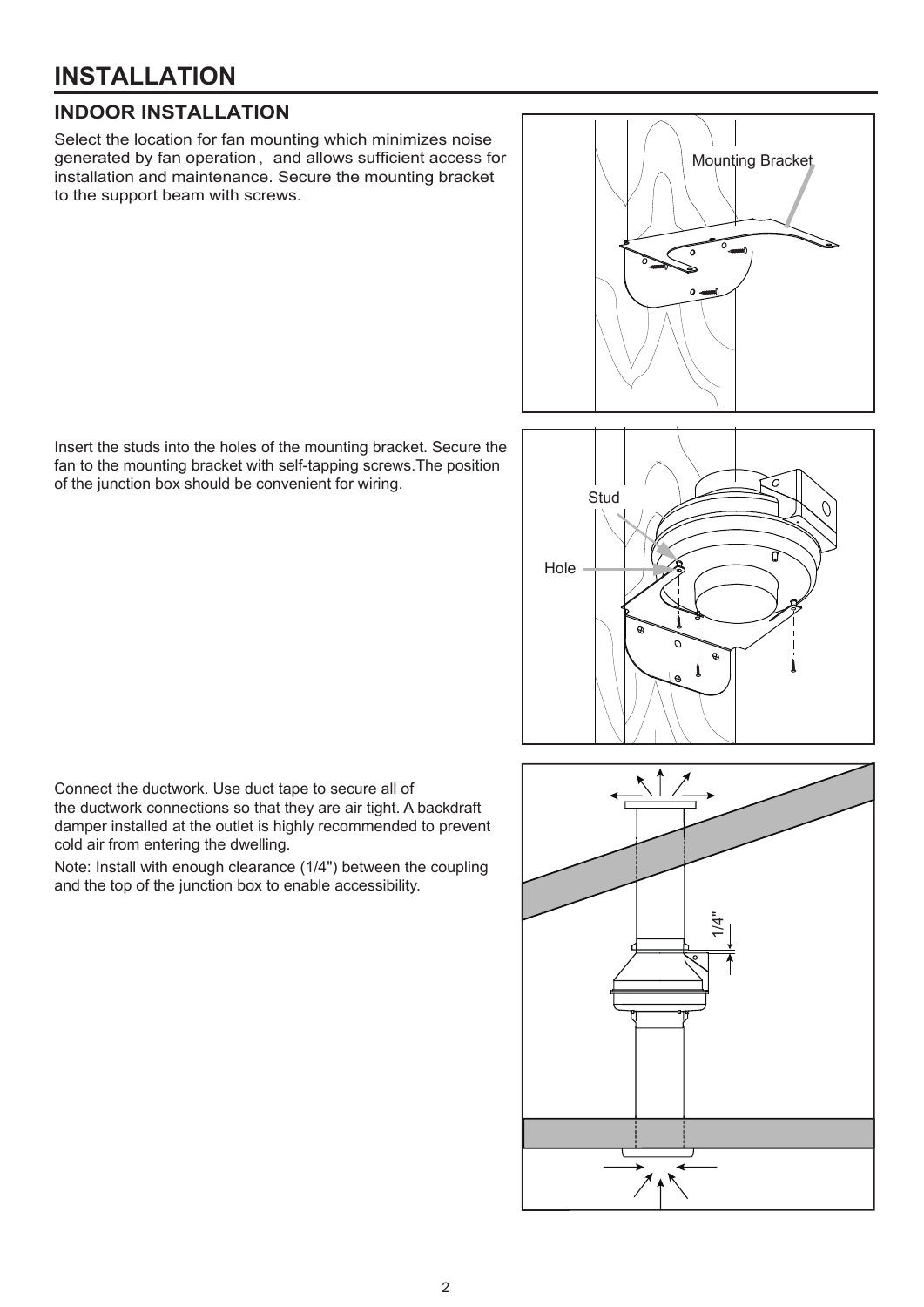# INSTALLATION

## INDOOR INSTALLATION

Select the location for fan mounting which minimizes noise generated by fan operation, and allows sufficient access for installation and maintenance. Secure the mounting bracket to the support beam with screws.

Insert the studs into the holes of the mounting bracket. Secure the fan to the mounting bracket with self-tapping screws. The position of the junction box should be convenient for wiring.

Connect the ductwork. Use duct tape to secure all of the ductwork connections so that they are air tight. A backdraft damper installed at the outlet is highly recommended to prevent cold air from entering the dwelling.

Note: Install with enough clearance (1/4") between the coupling and the top of the junction box to enable accessibility.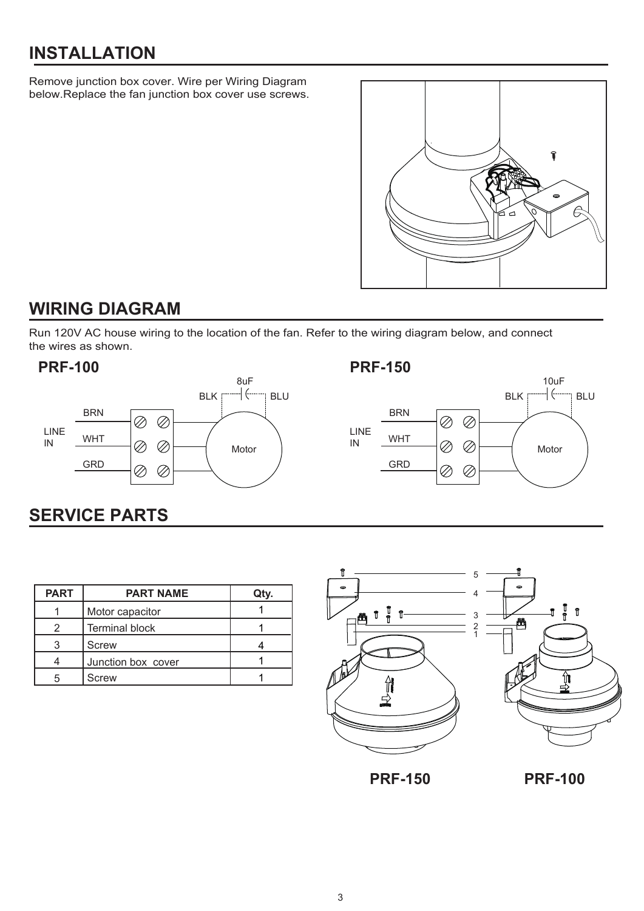## INSTALLATION

Remove junction box cover. Wire per Wiring Diagram below.Replace the fan junction box cover use screws.

## WIRING DIAGRAM

Run 120V AC house wiring to the location of the fan. Refer to the wiring diagram below, and connect the wires as shown.

**PRF-100**

**PRF-150**

## SERVICE PARTS

| PART | PART NAME | Qty. |
|---|---|---|
| 1 | Motor capacitor | 1 |
| 2 | Terminal block | 1 |
| 3 | Screw | 4 |
| 4 | Junction box cover | 1 |
| 5 | Screw | 1 |

**PRF-150** **PRF-100**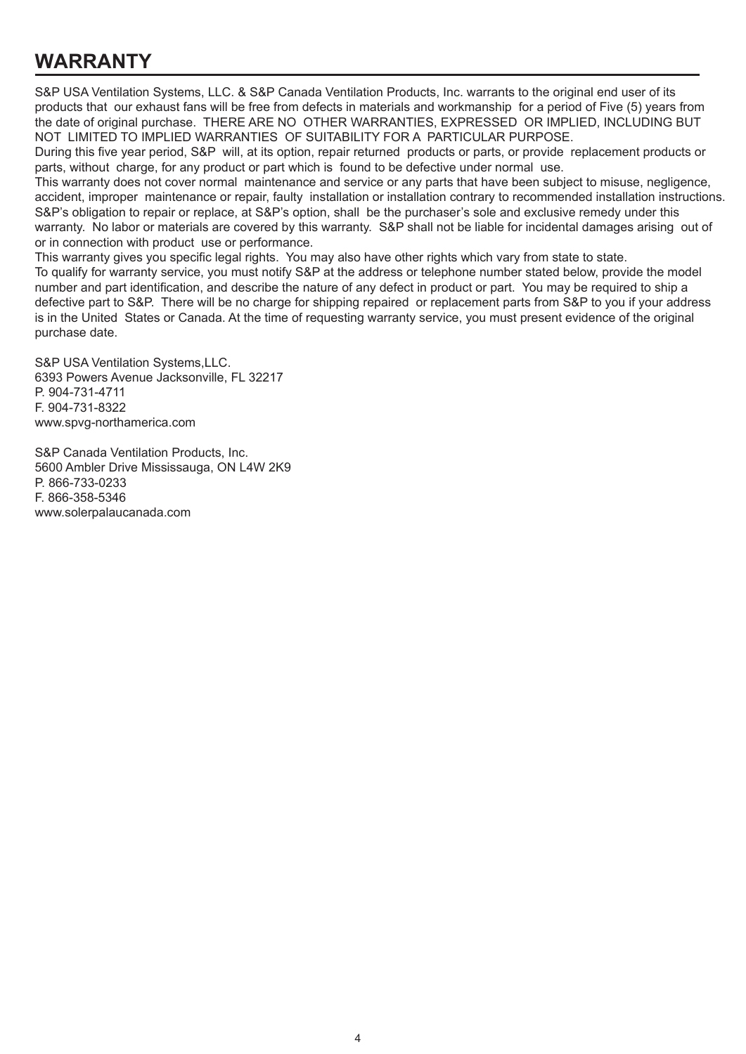# WARRANTY

S&P USA Ventilation Systems, LLC. & S&P Canada Ventilation Products, Inc. warrants to the original end user of its products that our exhaust fans will be free from defects in materials and workmanship for a period of Five (5) years from the date of original purchase. THERE ARE NO OTHER WARRANTIES, EXPRESSED OR IMPLIED, INCLUDING BUT NOT LIMITED TO IMPLIED WARRANTIES OF SUITABILITY FOR A PARTICULAR PURPOSE.
During this five year period, S&P will, at its option, repair returned products or parts, or provide replacement products or parts, without charge, for any product or part which is found to be defective under normal use.
This warranty does not cover normal maintenance and service or any parts that have been subject to misuse, negligence, accident, improper maintenance or repair, faulty installation or installation contrary to recommended installation instructions.
S&P's obligation to repair or replace, at S&P's option, shall be the purchaser's sole and exclusive remedy under this warranty. No labor or materials are covered by this warranty. S&P shall not be liable for incidental damages arising out of or in connection with product use or performance.
This warranty gives you specific legal rights. You may also have other rights which vary from state to state.
To qualify for warranty service, you must notify S&P at the address or telephone number stated below, provide the model number and part identification, and describe the nature of any defect in product or part. You may be required to ship a defective part to S&P. There will be no charge for shipping repaired or replacement parts from S&P to you if your address is in the United States or Canada. At the time of requesting warranty service, you must present evidence of the original purchase date.

S&P USA Ventilation Systems,LLC.
6393 Powers Avenue Jacksonville, FL 32217
P. 904-731-4711
F. 904-731-8322
www.spvg-northamerica.com

S&P Canada Ventilation Products, Inc.
5600 Ambler Drive Mississauga, ON L4W 2K9
P. 866-733-0233
F. 866-358-5346
www.solerpalaucanada.com